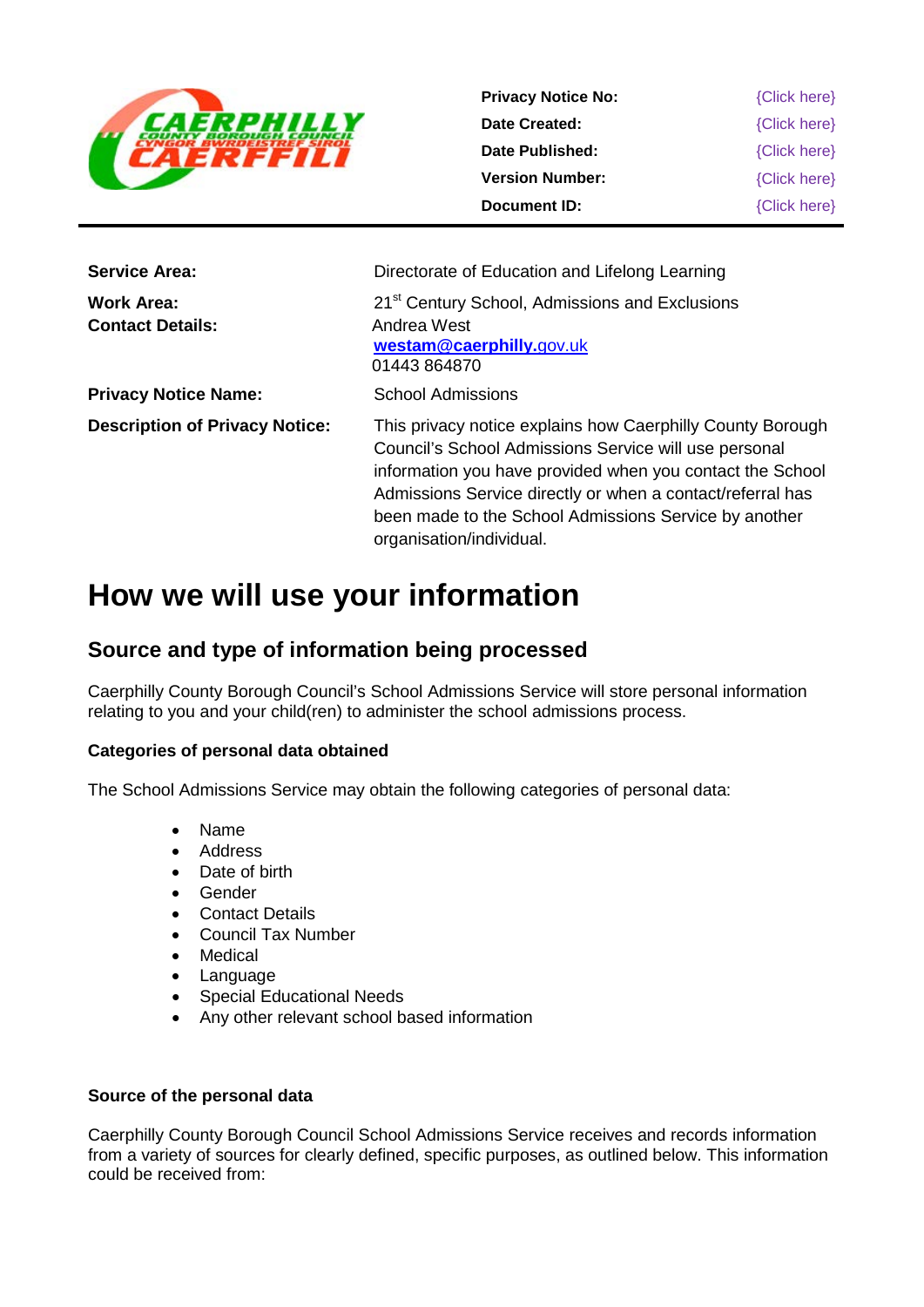CAERPHILLY COUNTY BOROUGH COUNCIL
CYNGOR BWRDEISTREF SIROL CAERFFILI

| | |
|---|---|
| **Privacy Notice No:** | {Click here} |
| **Date Created:** | {Click here} |
| **Date Published:** | {Click here} |
| **Version Number:** | {Click here} |
| **Document ID:** | {Click here} |

| | |
|---|---|
| **Service Area:** | Directorate of Education and Lifelong Learning |
| **Work Area:** | 21st Century School, Admissions and Exclusions |
| **Contact Details:** | Andrea West<br>**westam@caerphilly.**gov.uk<br>01443 864870 |
| **Privacy Notice Name:** | School Admissions |
| **Description of Privacy Notice:** | This privacy notice explains how Caerphilly County Borough Council's School Admissions Service will use personal information you have provided when you contact the School Admissions Service directly or when a contact/referral has been made to the School Admissions Service by another organisation/individual. |

# How we will use your information

## Source and type of information being processed

Caerphilly County Borough Council's School Admissions Service will store personal information relating to you and your child(ren) to administer the school admissions process.

### Categories of personal data obtained

The School Admissions Service may obtain the following categories of personal data:

- Name
- Address
- Date of birth
- Gender
- Contact Details
- Council Tax Number
- Medical
- Language
- Special Educational Needs
- Any other relevant school based information

### Source of the personal data

Caerphilly County Borough Council School Admissions Service receives and records information from a variety of sources for clearly defined, specific purposes, as outlined below. This information could be received from: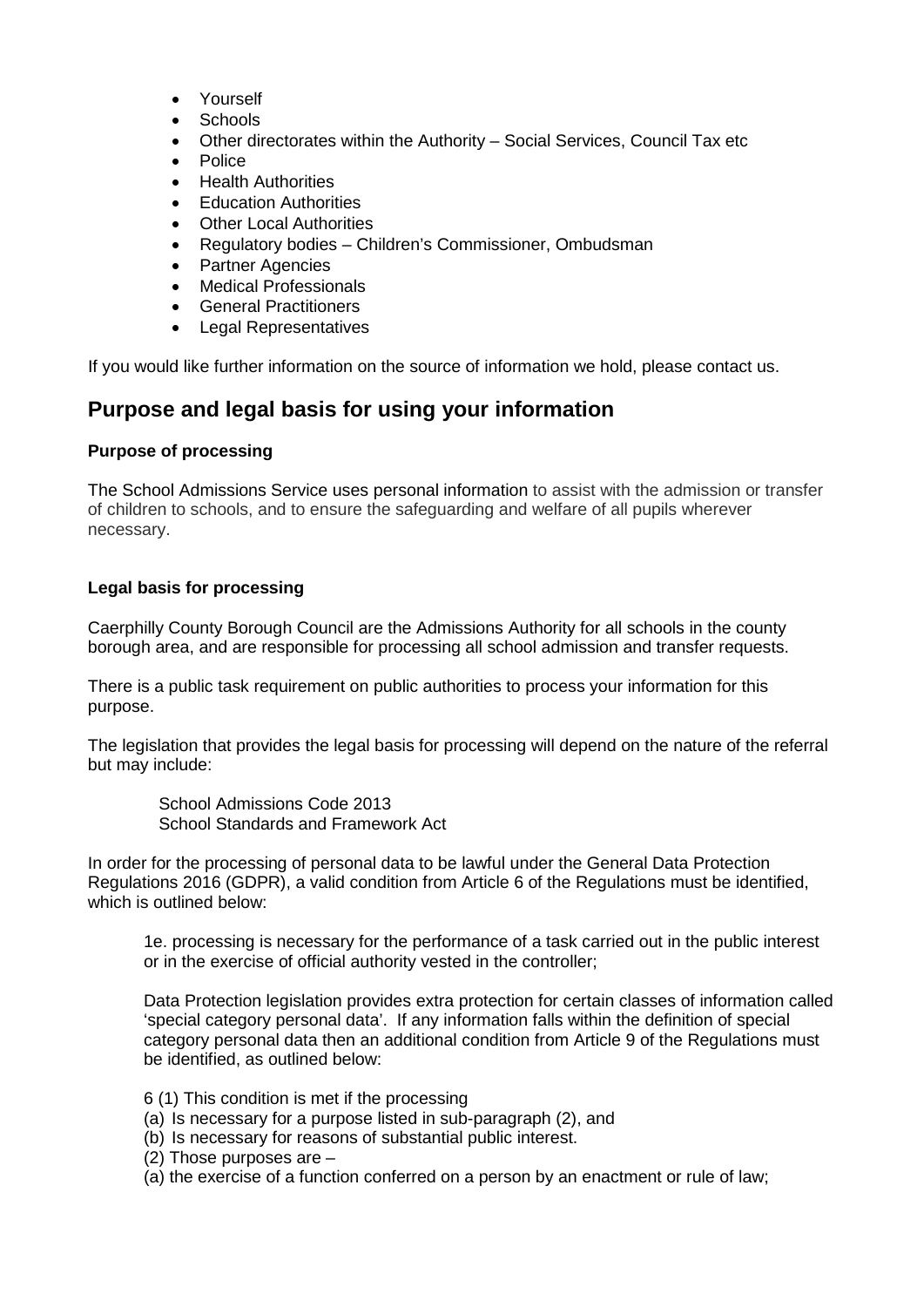- Yourself
- Schools
- Other directorates within the Authority – Social Services, Council Tax etc
- Police
- Health Authorities
- Education Authorities
- Other Local Authorities
- Regulatory bodies – Children's Commissioner, Ombudsman
- Partner Agencies
- Medical Professionals
- General Practitioners
- Legal Representatives

If you would like further information on the source of information we hold, please contact us.

## Purpose and legal basis for using your information

**Purpose of processing**

The School Admissions Service uses personal information to assist with the admission or transfer of children to schools, and to ensure the safeguarding and welfare of all pupils wherever necessary.

**Legal basis for processing**

Caerphilly County Borough Council are the Admissions Authority for all schools in the county borough area, and are responsible for processing all school admission and transfer requests.

There is a public task requirement on public authorities to process your information for this purpose.

The legislation that provides the legal basis for processing will depend on the nature of the referral but may include:

> School Admissions Code 2013
> School Standards and Framework Act

In order for the processing of personal data to be lawful under the General Data Protection Regulations 2016 (GDPR), a valid condition from Article 6 of the Regulations must be identified, which is outlined below:

> 1e. processing is necessary for the performance of a task carried out in the public interest or in the exercise of official authority vested in the controller;
>
> Data Protection legislation provides extra protection for certain classes of information called 'special category personal data'. If any information falls within the definition of special category personal data then an additional condition from Article 9 of the Regulations must be identified, as outlined below:
>
> 6 (1) This condition is met if the processing
> (a) Is necessary for a purpose listed in sub-paragraph (2), and
> (b) Is necessary for reasons of substantial public interest.
> (2) Those purposes are –
> (a) the exercise of a function conferred on a person by an enactment or rule of law;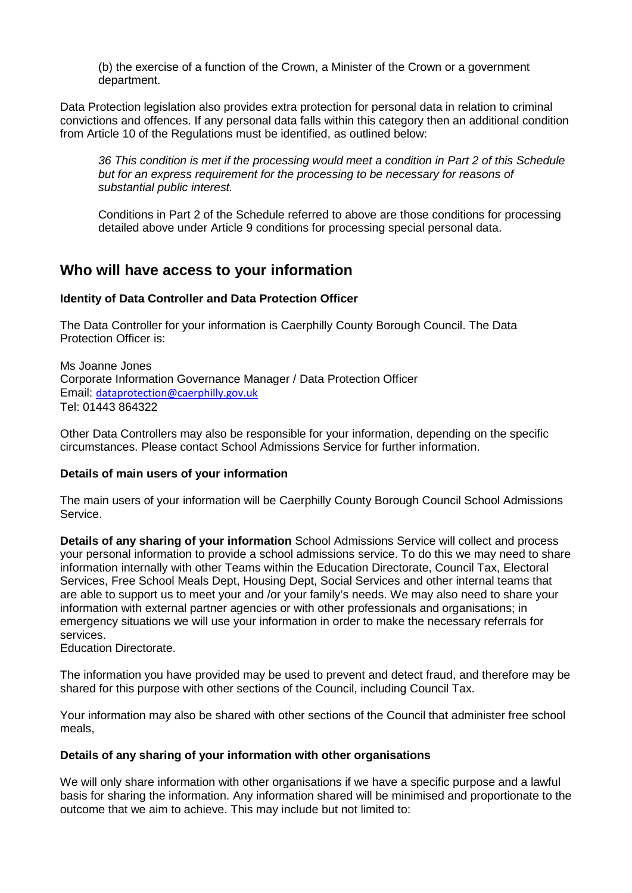(b) the exercise of a function of the Crown, a Minister of the Crown or a government department.

Data Protection legislation also provides extra protection for personal data in relation to criminal convictions and offences. If any personal data falls within this category then an additional condition from Article 10 of the Regulations must be identified, as outlined below:

*36 This condition is met if the processing would meet a condition in Part 2 of this Schedule but for an express requirement for the processing to be necessary for reasons of substantial public interest.*

Conditions in Part 2 of the Schedule referred to above are those conditions for processing detailed above under Article 9 conditions for processing special personal data.

## Who will have access to your information

**Identity of Data Controller and Data Protection Officer**

The Data Controller for your information is Caerphilly County Borough Council. The Data Protection Officer is:

Ms Joanne Jones
Corporate Information Governance Manager / Data Protection Officer
Email: dataprotection@caerphilly.gov.uk
Tel: 01443 864322

Other Data Controllers may also be responsible for your information, depending on the specific circumstances. Please contact School Admissions Service for further information.

**Details of main users of your information**

The main users of your information will be Caerphilly County Borough Council School Admissions Service.

**Details of any sharing of your information** School Admissions Service will collect and process your personal information to provide a school admissions service. To do this we may need to share information internally with other Teams within the Education Directorate, Council Tax, Electoral Services, Free School Meals Dept, Housing Dept, Social Services and other internal teams that are able to support us to meet your and /or your family's needs. We may also need to share your information with external partner agencies or with other professionals and organisations; in emergency situations we will use your information in order to make the necessary referrals for services.
Education Directorate.

The information you have provided may be used to prevent and detect fraud, and therefore may be shared for this purpose with other sections of the Council, including Council Tax.

Your information may also be shared with other sections of the Council that administer free school meals,

**Details of any sharing of your information with other organisations**

We will only share information with other organisations if we have a specific purpose and a lawful basis for sharing the information. Any information shared will be minimised and proportionate to the outcome that we aim to achieve. This may include but not limited to: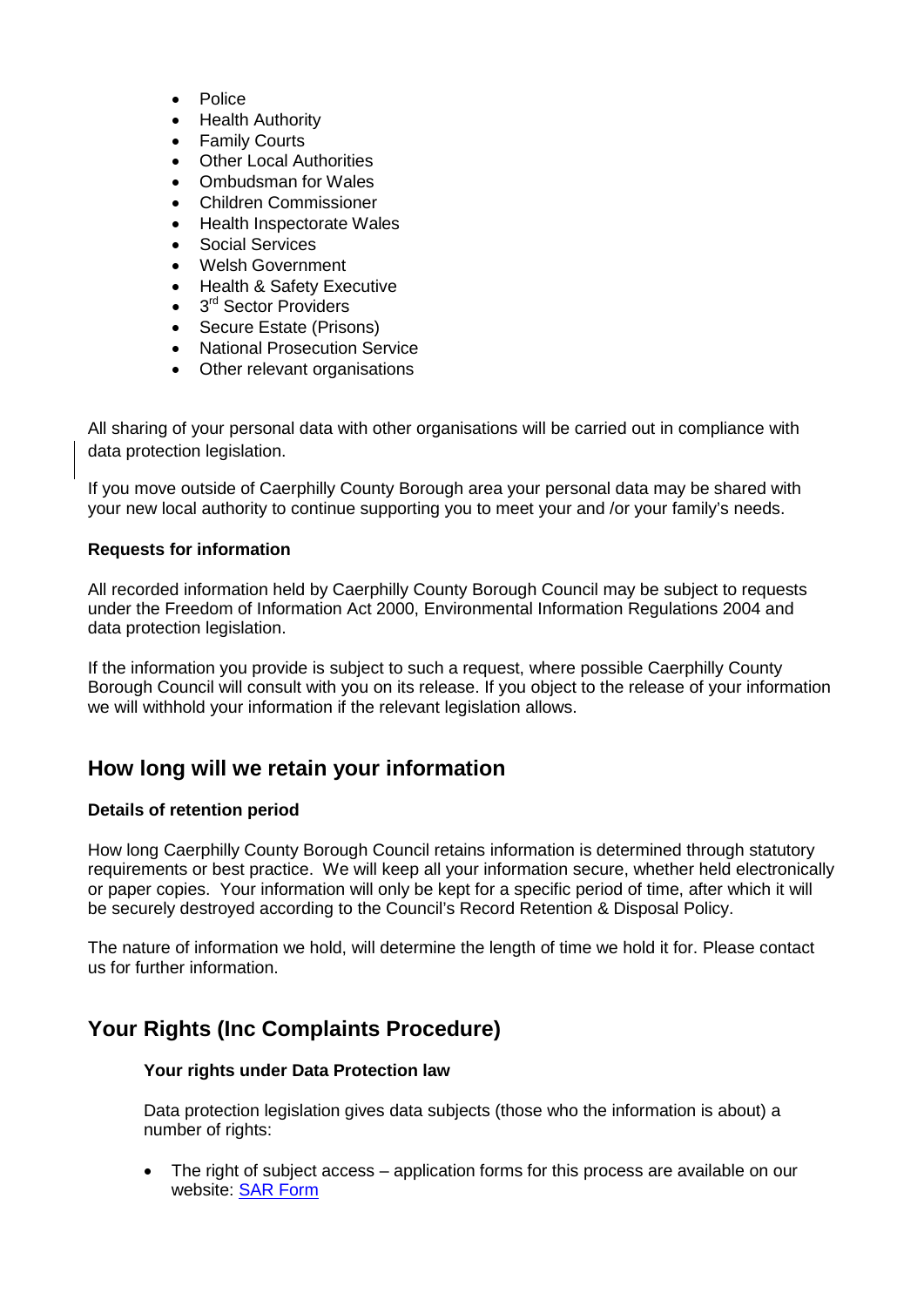- Police
- Health Authority
- Family Courts
- Other Local Authorities
- Ombudsman for Wales
- Children Commissioner
- Health Inspectorate Wales
- Social Services
- Welsh Government
- Health & Safety Executive
- 3rd Sector Providers
- Secure Estate (Prisons)
- National Prosecution Service
- Other relevant organisations

All sharing of your personal data with other organisations will be carried out in compliance with data protection legislation.

If you move outside of Caerphilly County Borough area your personal data may be shared with your new local authority to continue supporting you to meet your and /or your family's needs.

**Requests for information**

All recorded information held by Caerphilly County Borough Council may be subject to requests under the Freedom of Information Act 2000, Environmental Information Regulations 2004 and data protection legislation.

If the information you provide is subject to such a request, where possible Caerphilly County Borough Council will consult with you on its release. If you object to the release of your information we will withhold your information if the relevant legislation allows.

## How long will we retain your information

**Details of retention period**

How long Caerphilly County Borough Council retains information is determined through statutory requirements or best practice. We will keep all your information secure, whether held electronically or paper copies. Your information will only be kept for a specific period of time, after which it will be securely destroyed according to the Council's Record Retention & Disposal Policy.

The nature of information we hold, will determine the length of time we hold it for. Please contact us for further information.

## Your Rights (Inc Complaints Procedure)

**Your rights under Data Protection law**

Data protection legislation gives data subjects (those who the information is about) a number of rights:

- The right of subject access – application forms for this process are available on our website: SAR Form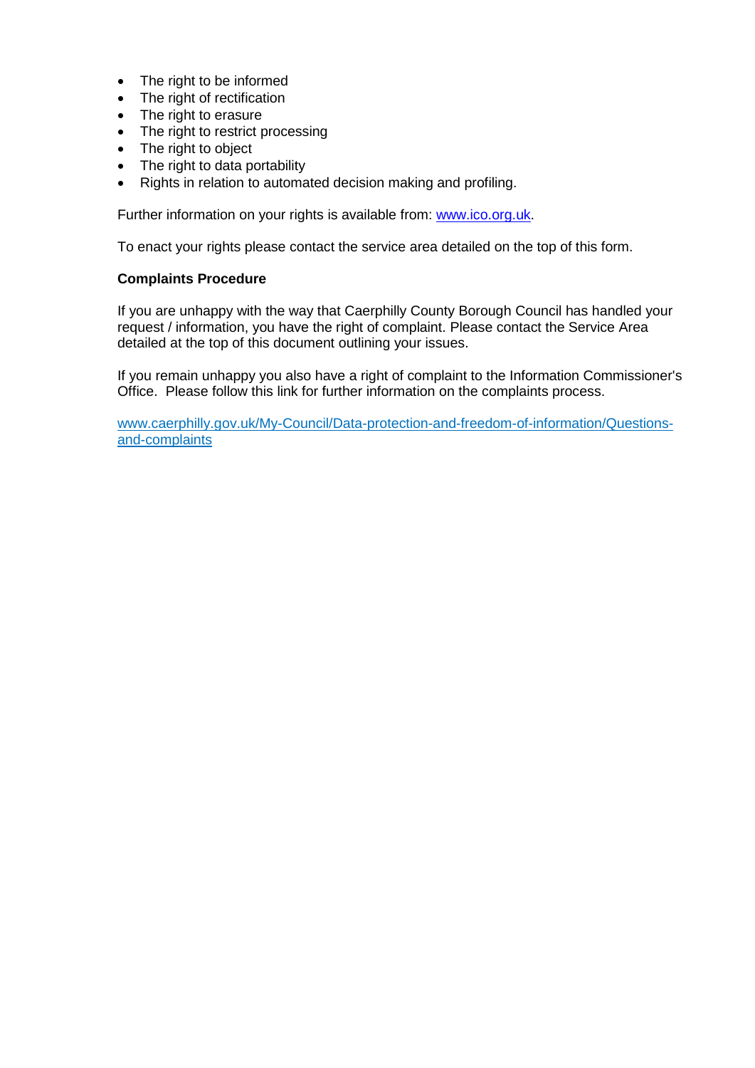- The right to be informed
- The right of rectification
- The right to erasure
- The right to restrict processing
- The right to object
- The right to data portability
- Rights in relation to automated decision making and profiling.

Further information on your rights is available from: [www.ico.org.uk](http://www.ico.org.uk).

To enact your rights please contact the service area detailed on the top of this form.

**Complaints Procedure**

If you are unhappy with the way that Caerphilly County Borough Council has handled your request / information, you have the right of complaint. Please contact the Service Area detailed at the top of this document outlining your issues.

If you remain unhappy you also have a right of complaint to the Information Commissioner's Office. Please follow this link for further information on the complaints process.

[www.caerphilly.gov.uk/My-Council/Data-protection-and-freedom-of-information/Questions-and-complaints](http://www.caerphilly.gov.uk/My-Council/Data-protection-and-freedom-of-information/Questions-and-complaints)